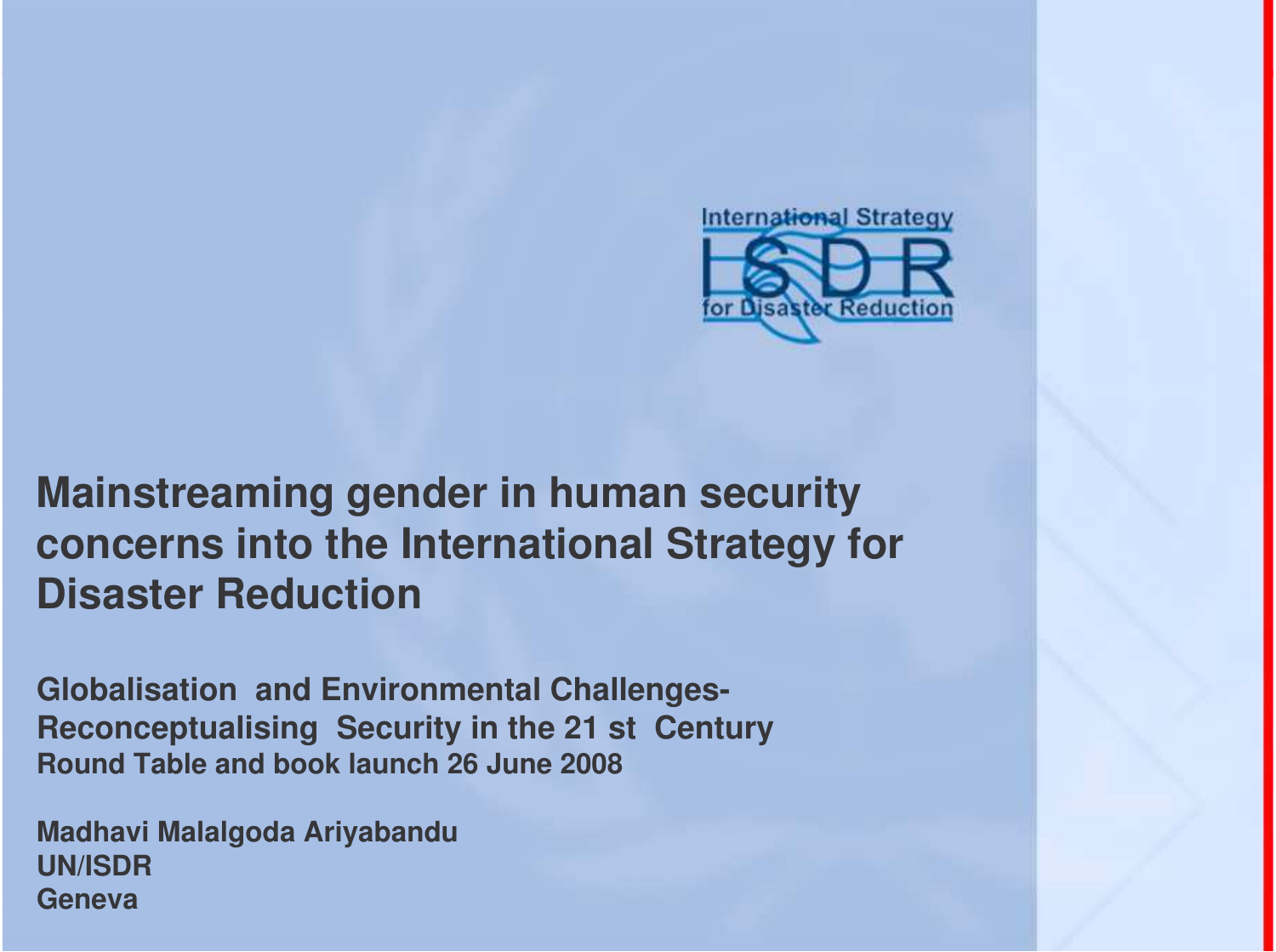International Strategy ISDR for Disaster Reduction

# Mainstreaming gender in human security concerns into the International Strategy for Disaster Reduction

**Globalisation and Environmental Challenges- Reconceptualising Security in the 21 st Century**
**Round Table and book launch 26 June 2008**

**Madhavi Malalgoda Ariyabandu**
**UN/ISDR**
**Geneva**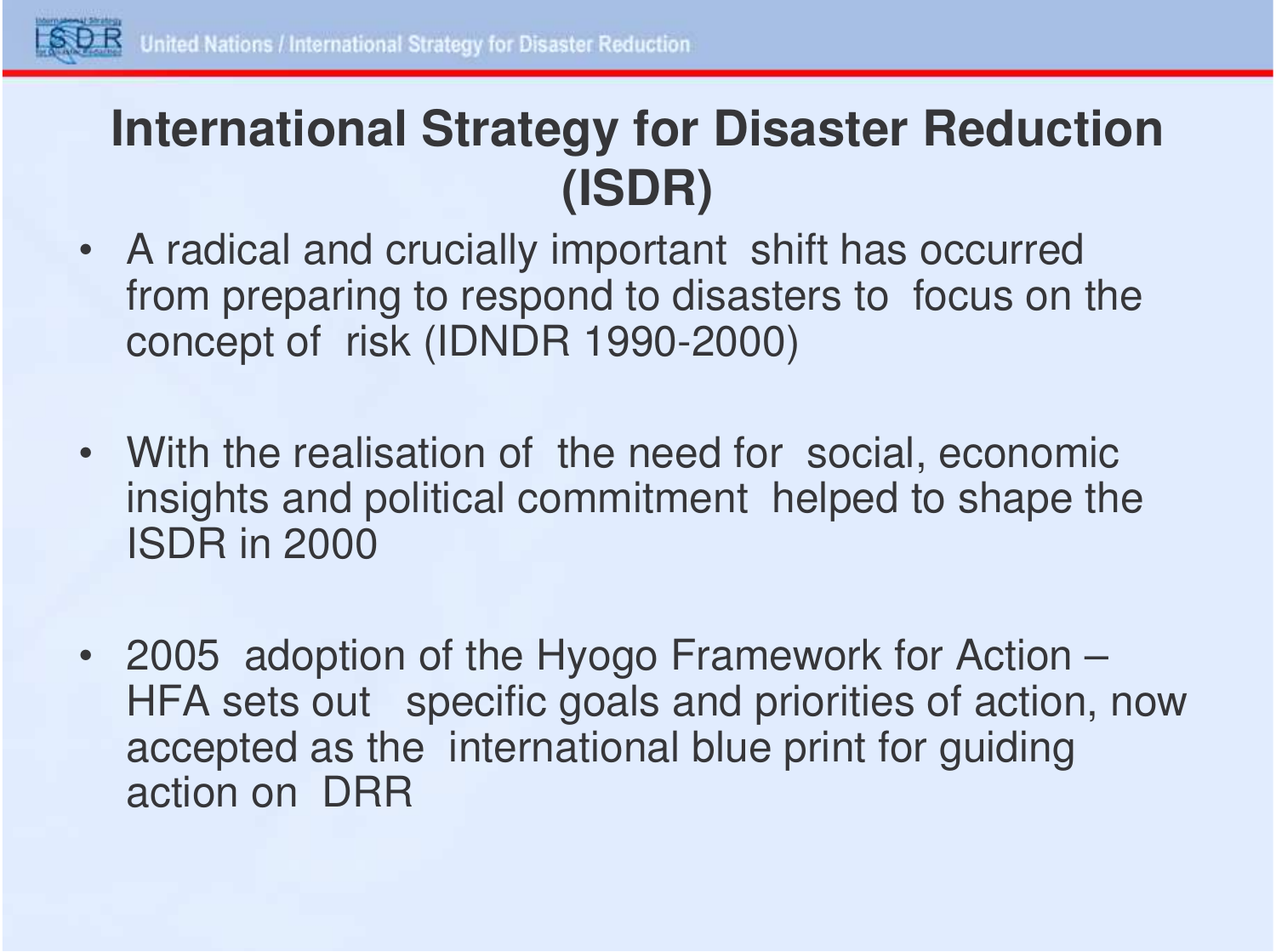# International Strategy for Disaster Reduction (ISDR)

- A radical and crucially important shift has occurred from preparing to respond to disasters to focus on the concept of risk (IDNDR 1990-2000)
- With the realisation of the need for social, economic insights and political commitment helped to shape the ISDR in 2000
- 2005 adoption of the Hyogo Framework for Action – HFA sets out specific goals and priorities of action, now accepted as the international blue print for guiding action on DRR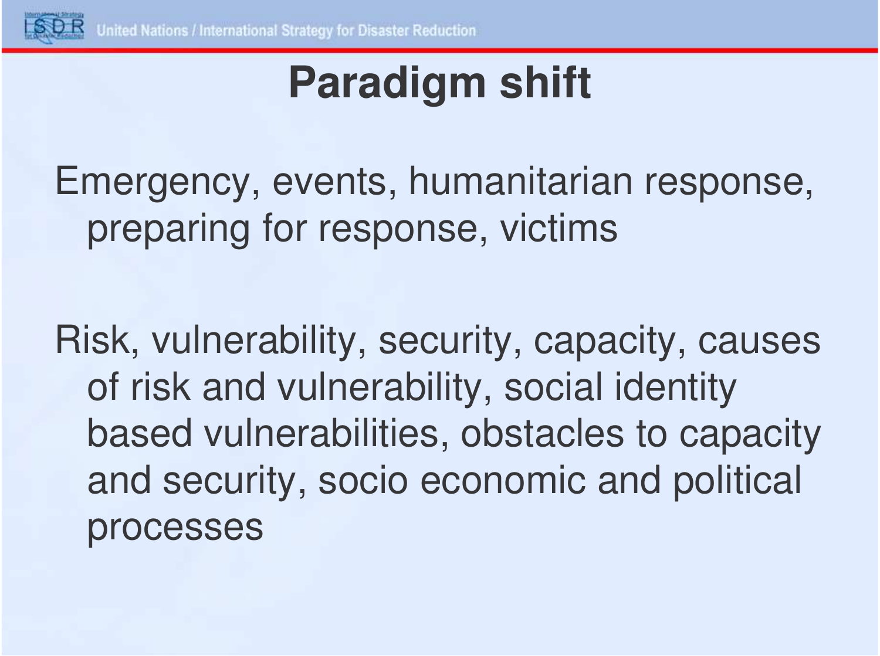# Paradigm shift

Emergency, events, humanitarian response, preparing for response, victims

Risk, vulnerability, security, capacity, causes of risk and vulnerability, social identity based vulnerabilities, obstacles to capacity and security, socio economic and political processes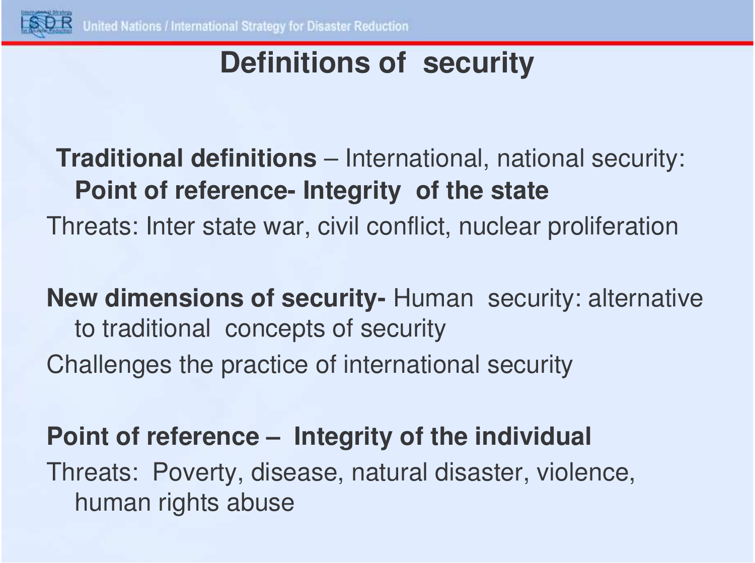# Definitions of security

**Traditional definitions** – International, national security: **Point of reference- Integrity of the state**

Threats: Inter state war, civil conflict, nuclear proliferation

**New dimensions of security-** Human security: alternative to traditional concepts of security

Challenges the practice of international security

**Point of reference – Integrity of the individual**

Threats: Poverty, disease, natural disaster, violence, human rights abuse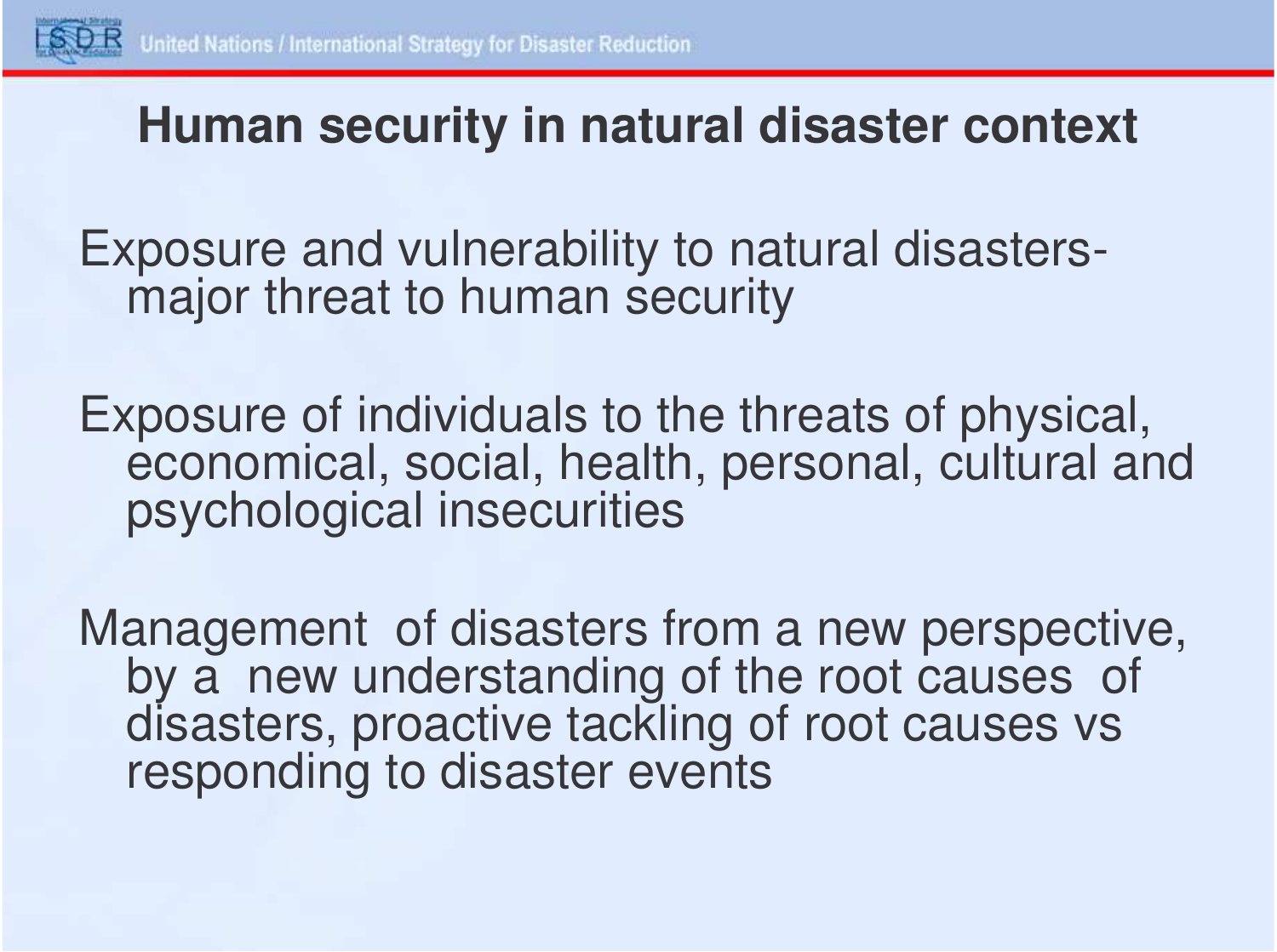## Human security in natural disaster context

Exposure and vulnerability to natural disasters- major threat to human security

Exposure of individuals to the threats of physical, economical, social, health, personal, cultural and psychological insecurities

Management of disasters from a new perspective, by a new understanding of the root causes of disasters, proactive tackling of root causes vs responding to disaster events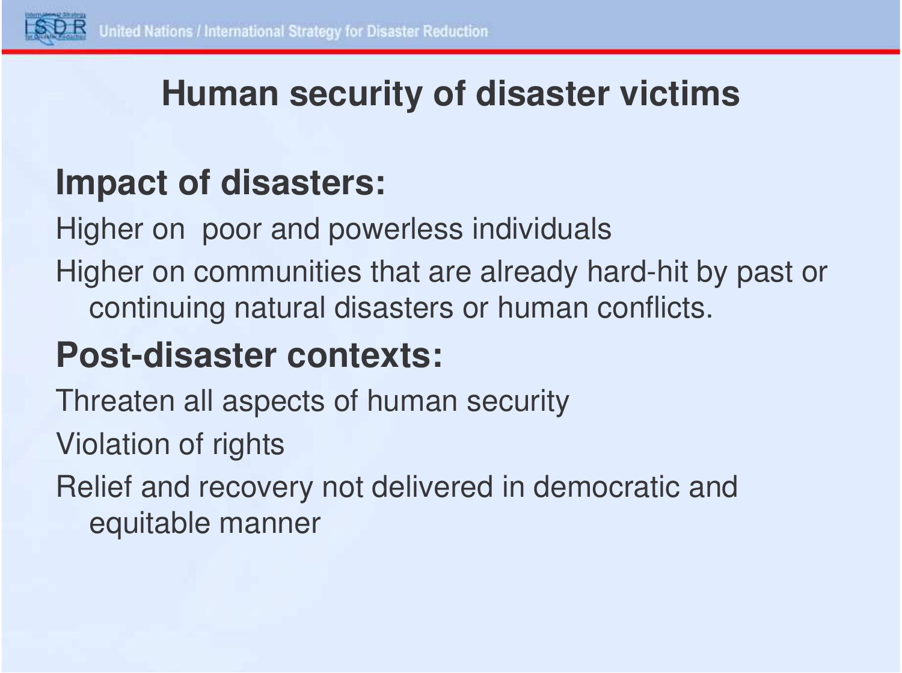# Human security of disaster victims

## Impact of disasters:

Higher on poor and powerless individuals

Higher on communities that are already hard-hit by past or continuing natural disasters or human conflicts.

## Post-disaster contexts:

Threaten all aspects of human security

Violation of rights

Relief and recovery not delivered in democratic and equitable manner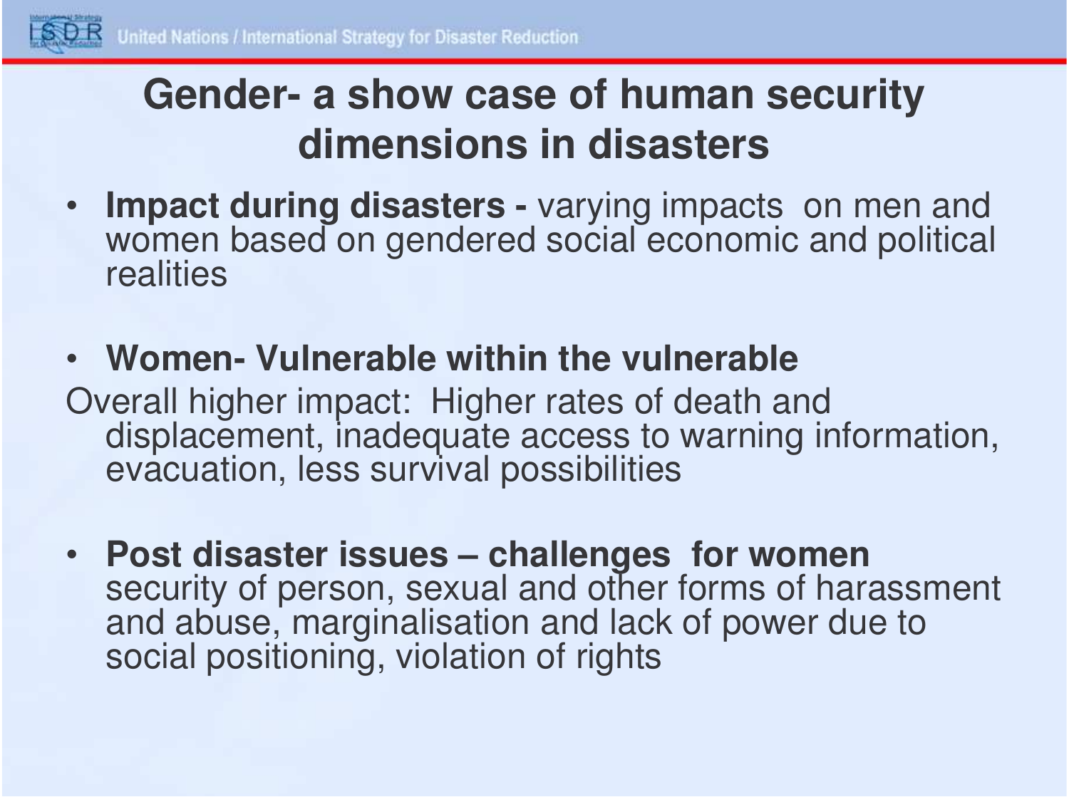# Gender- a show case of human security dimensions in disasters

- **Impact during disasters -** varying impacts on men and women based on gendered social economic and political realities

- **Women- Vulnerable within the vulnerable**

Overall higher impact: Higher rates of death and displacement, inadequate access to warning information, evacuation, less survival possibilities

- **Post disaster issues – challenges for women** security of person, sexual and other forms of harassment and abuse, marginalisation and lack of power due to social positioning, violation of rights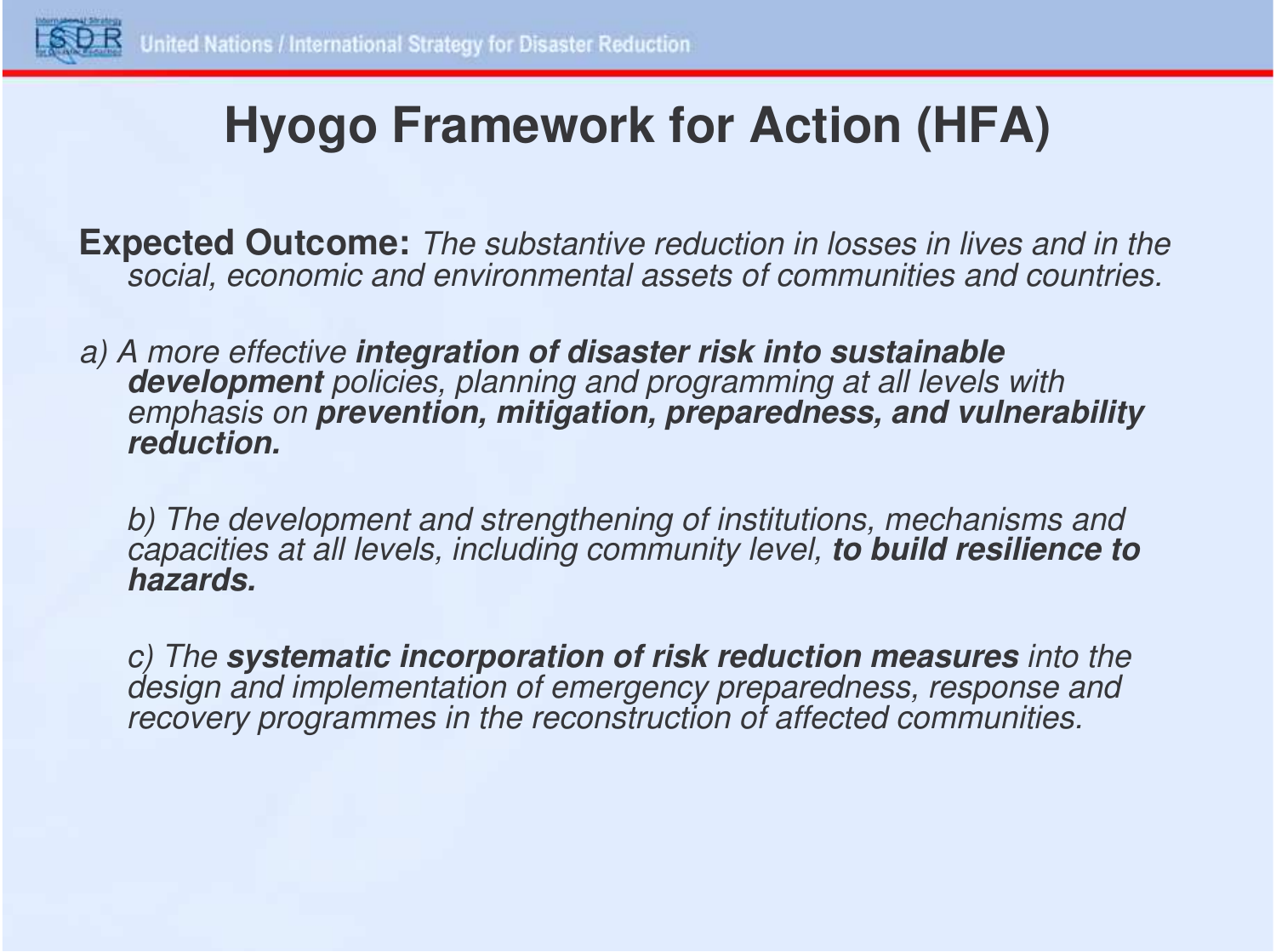# Hyogo Framework for Action (HFA)

**Expected Outcome:** *The substantive reduction in losses in lives and in the social, economic and environmental assets of communities and countries.*

*a) A more effective **integration of disaster risk into sustainable development** policies, planning and programming at all levels with emphasis on **prevention, mitigation, preparedness, and vulnerability reduction.***

*b) The development and strengthening of institutions, mechanisms and capacities at all levels, including community level, **to build resilience to hazards.***

*c) The **systematic incorporation of risk reduction measures** into the design and implementation of emergency preparedness, response and recovery programmes in the reconstruction of affected communities.*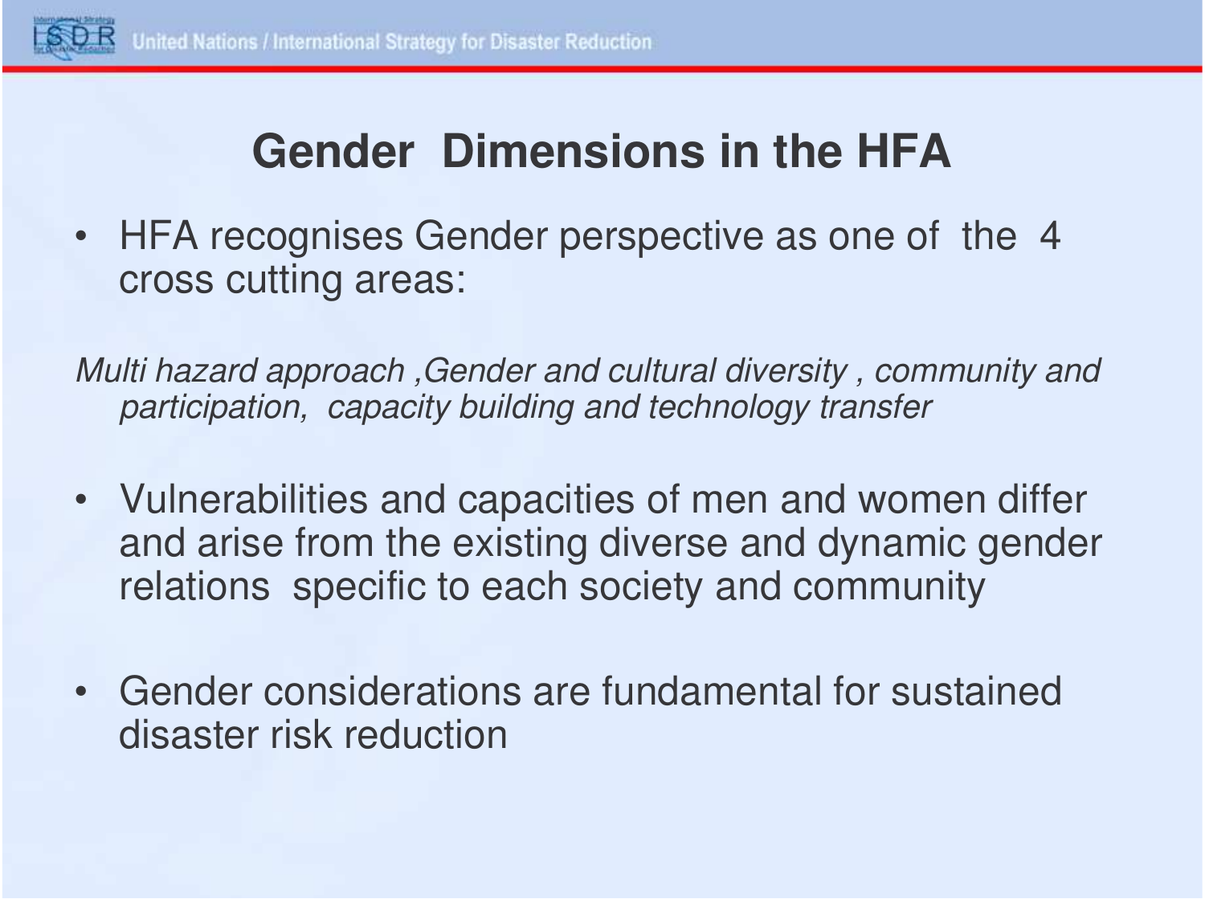# Gender Dimensions in the HFA

- HFA recognises Gender perspective as one of the 4 cross cutting areas:

*Multi hazard approach ,Gender and cultural diversity , community and participation, capacity building and technology transfer*

- Vulnerabilities and capacities of men and women differ and arise from the existing diverse and dynamic gender relations specific to each society and community

- Gender considerations are fundamental for sustained disaster risk reduction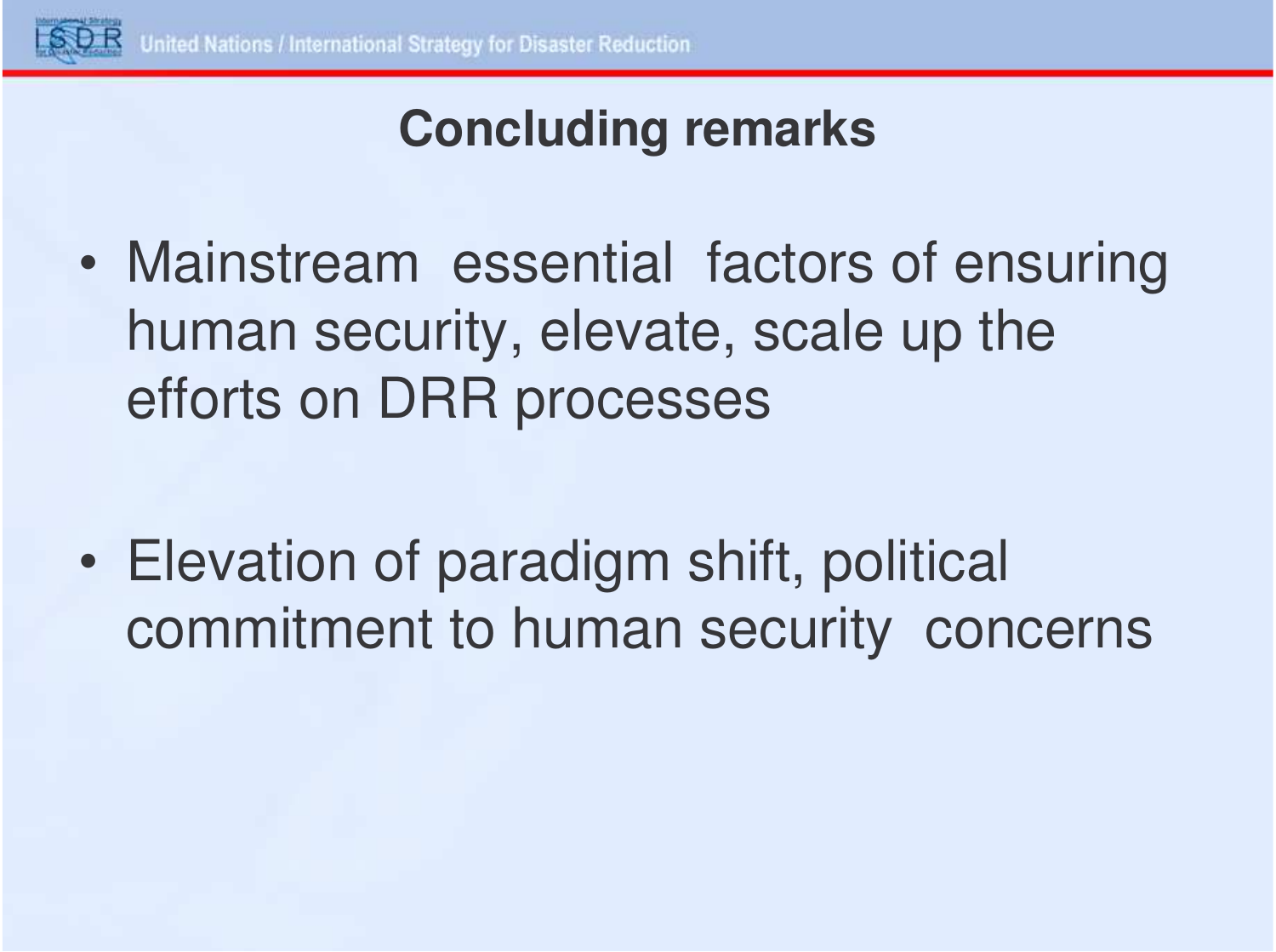# Concluding remarks

- Mainstream essential factors of ensuring human security, elevate, scale up the efforts on DRR processes
- Elevation of paradigm shift, political commitment to human security concerns